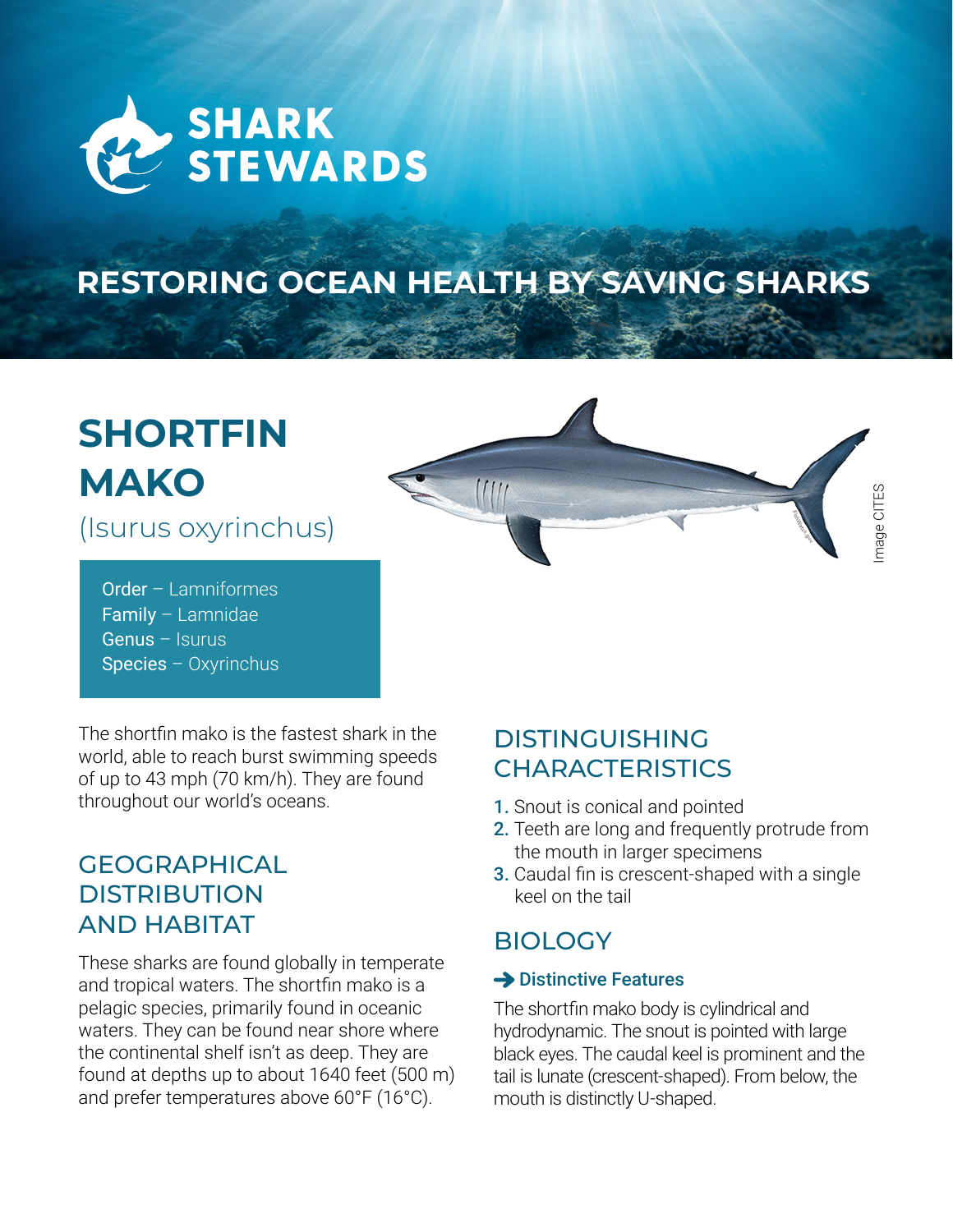SHARK STEWARDS

RESTORING OCEAN HEALTH BY SAVING SHARKS

# SHORTFIN MAKO

(Isurus oxyrinchus)

Image CITES

Order – Lamniformes
Family – Lamnidae
Genus – Isurus
Species – Oxyrinchus

The shortfin mako is the fastest shark in the world, able to reach burst swimming speeds of up to 43 mph (70 km/h). They are found throughout our world's oceans.

## GEOGRAPHICAL DISTRIBUTION AND HABITAT

These sharks are found globally in temperate and tropical waters. The shortfin mako is a pelagic species, primarily found in oceanic waters. They can be found near shore where the continental shelf isn't as deep. They are found at depths up to about 1640 feet (500 m) and prefer temperatures above 60°F (16°C).

## DISTINGUISHING CHARACTERISTICS

1. Snout is conical and pointed
2. Teeth are long and frequently protrude from the mouth in larger specimens
3. Caudal fin is crescent-shaped with a single keel on the tail

## BIOLOGY

### ➔ Distinctive Features

The shortfin mako body is cylindrical and hydrodynamic. The snout is pointed with large black eyes. The caudal keel is prominent and the tail is lunate (crescent-shaped). From below, the mouth is distinctly U-shaped.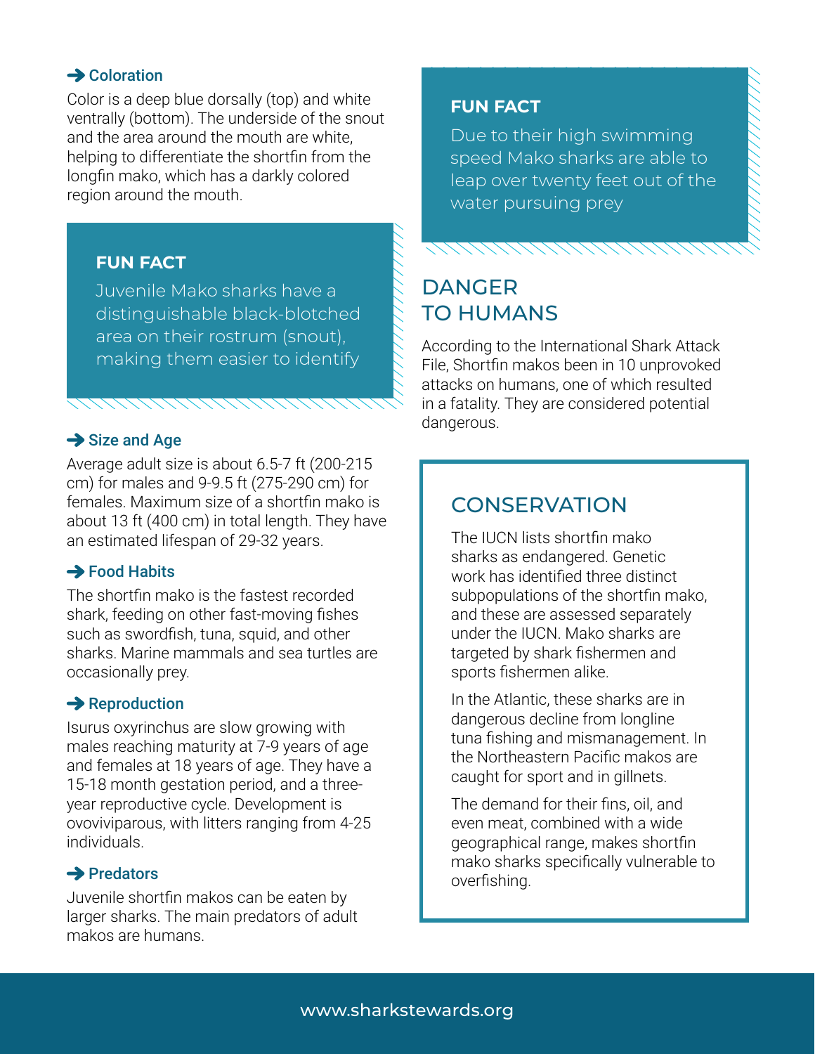### Coloration

Color is a deep blue dorsally (top) and white ventrally (bottom). The underside of the snout and the area around the mouth are white, helping to differentiate the shortfin from the longfin mako, which has a darkly colored region around the mouth.

**FUN FACT**

Juvenile Mako sharks have a distinguishable black-blotched area on their rostrum (snout), making them easier to identify

### Size and Age

Average adult size is about 6.5-7 ft (200-215 cm) for males and 9-9.5 ft (275-290 cm) for females. Maximum size of a shortfin mako is about 13 ft (400 cm) in total length. They have an estimated lifespan of 29-32 years.

### Food Habits

The shortfin mako is the fastest recorded shark, feeding on other fast-moving fishes such as swordfish, tuna, squid, and other sharks. Marine mammals and sea turtles are occasionally prey.

### Reproduction

Isurus oxyrinchus are slow growing with males reaching maturity at 7-9 years of age and females at 18 years of age. They have a 15-18 month gestation period, and a three-year reproductive cycle. Development is ovoviviparous, with litters ranging from 4-25 individuals.

### Predators

Juvenile shortfin makos can be eaten by larger sharks. The main predators of adult makos are humans.

**FUN FACT**

Due to their high swimming speed Mako sharks are able to leap over twenty feet out of the water pursuing prey

## DANGER TO HUMANS

According to the International Shark Attack File, Shortfin makos been in 10 unprovoked attacks on humans, one of which resulted in a fatality. They are considered potential dangerous.

## CONSERVATION

The IUCN lists shortfin mako sharks as endangered. Genetic work has identified three distinct subpopulations of the shortfin mako, and these are assessed separately under the IUCN. Mako sharks are targeted by shark fishermen and sports fishermen alike.

In the Atlantic, these sharks are in dangerous decline from longline tuna fishing and mismanagement. In the Northeastern Pacific makos are caught for sport and in gillnets.

The demand for their fins, oil, and even meat, combined with a wide geographical range, makes shortfin mako sharks specifically vulnerable to overfishing.

www.sharkstewards.org